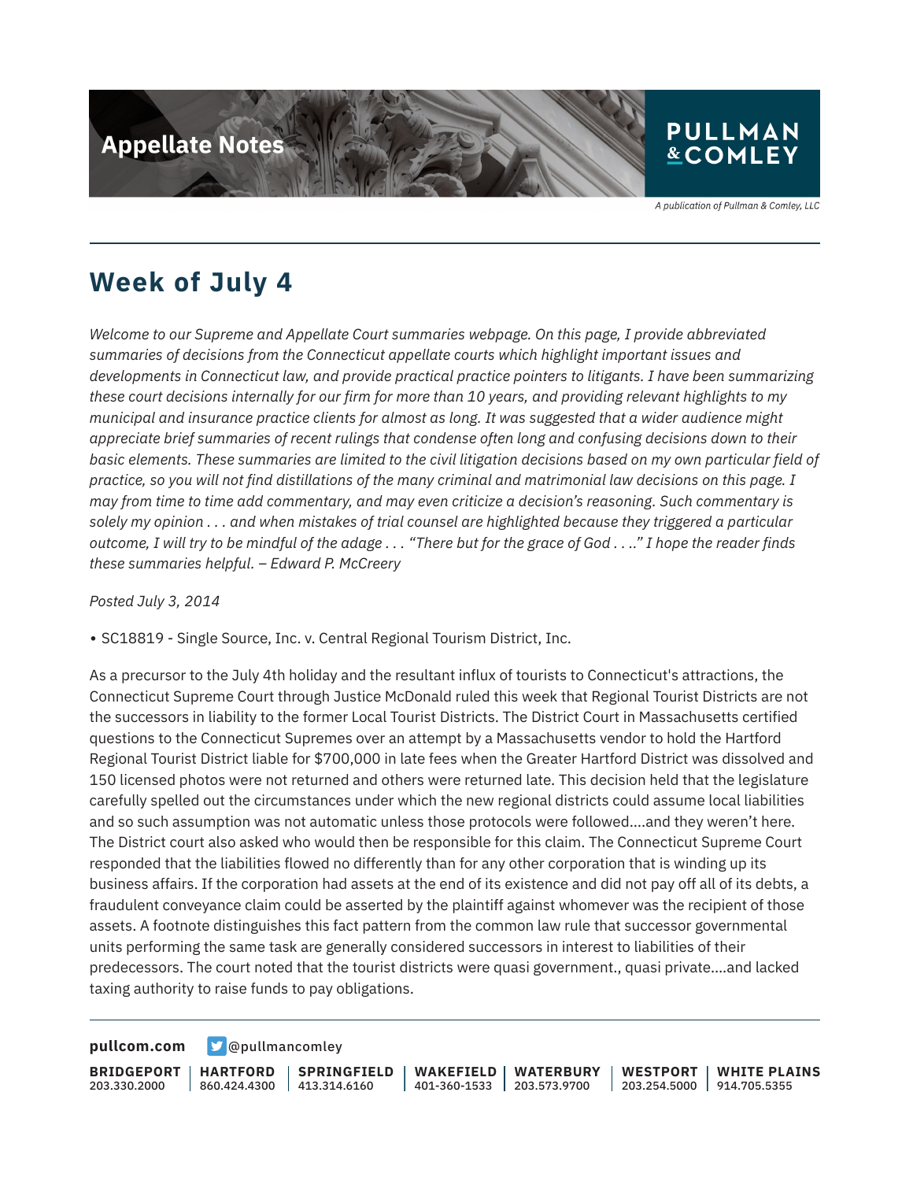Appellate Notes

PULLMAN & COMLEY

*A publication of Pullman & Comley, LLC*

# Week of July 4

*Welcome to our Supreme and Appellate Court summaries webpage. On this page, I provide abbreviated summaries of decisions from the Connecticut appellate courts which highlight important issues and developments in Connecticut law, and provide practical practice pointers to litigants. I have been summarizing these court decisions internally for our firm for more than 10 years, and providing relevant highlights to my municipal and insurance practice clients for almost as long. It was suggested that a wider audience might appreciate brief summaries of recent rulings that condense often long and confusing decisions down to their basic elements. These summaries are limited to the civil litigation decisions based on my own particular field of practice, so you will not find distillations of the many criminal and matrimonial law decisions on this page. I may from time to time add commentary, and may even criticize a decision's reasoning. Such commentary is solely my opinion . . . and when mistakes of trial counsel are highlighted because they triggered a particular outcome, I will try to be mindful of the adage . . . "There but for the grace of God . . .." I hope the reader finds these summaries helpful. – Edward P. McCreery*

*Posted July 3, 2014*

• SC18819 - Single Source, Inc. v. Central Regional Tourism District, Inc.

As a precursor to the July 4th holiday and the resultant influx of tourists to Connecticut's attractions, the Connecticut Supreme Court through Justice McDonald ruled this week that Regional Tourist Districts are not the successors in liability to the former Local Tourist Districts. The District Court in Massachusetts certified questions to the Connecticut Supremes over an attempt by a Massachusetts vendor to hold the Hartford Regional Tourist District liable for $700,000 in late fees when the Greater Hartford District was dissolved and 150 licensed photos were not returned and others were returned late. This decision held that the legislature carefully spelled out the circumstances under which the new regional districts could assume local liabilities and so such assumption was not automatic unless those protocols were followed....and they weren't here. The District court also asked who would then be responsible for this claim. The Connecticut Supreme Court responded that the liabilities flowed no differently than for any other corporation that is winding up its business affairs. If the corporation had assets at the end of its existence and did not pay off all of its debts, a fraudulent conveyance claim could be asserted by the plaintiff against whomever was the recipient of those assets. A footnote distinguishes this fact pattern from the common law rule that successor governmental units performing the same task are generally considered successors in interest to liabilities of their predecessors. The court noted that the tourist districts were quasi government., quasi private....and lacked taxing authority to raise funds to pay obligations.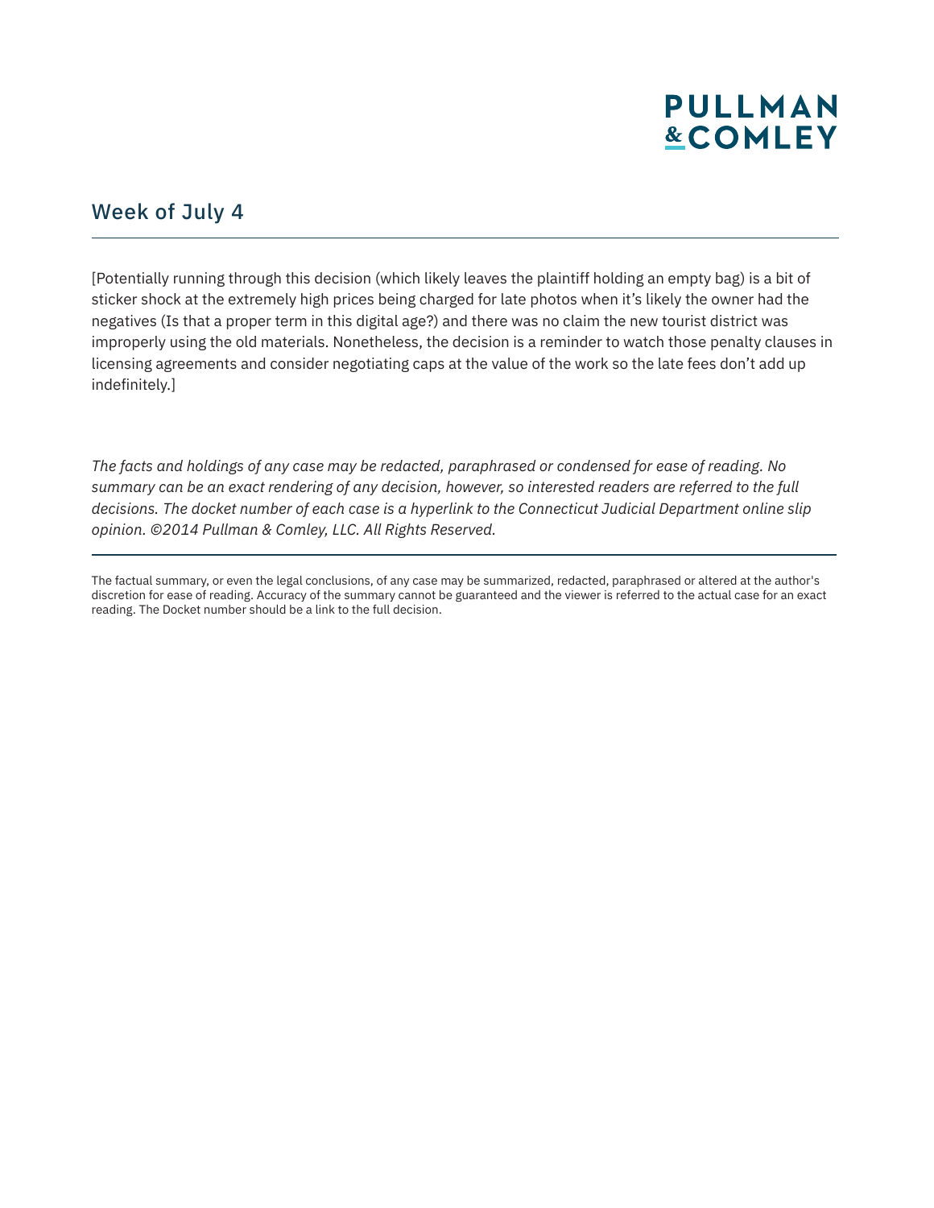## Week of July 4

[Potentially running through this decision (which likely leaves the plaintiff holding an empty bag) is a bit of sticker shock at the extremely high prices being charged for late photos when it's likely the owner had the negatives (Is that a proper term in this digital age?) and there was no claim the new tourist district was improperly using the old materials. Nonetheless, the decision is a reminder to watch those penalty clauses in licensing agreements and consider negotiating caps at the value of the work so the late fees don't add up indefinitely.]

*The facts and holdings of any case may be redacted, paraphrased or condensed for ease of reading. No summary can be an exact rendering of any decision, however, so interested readers are referred to the full decisions. The docket number of each case is a hyperlink to the Connecticut Judicial Department online slip opinion. ©2014 Pullman & Comley, LLC. All Rights Reserved.*

---

The factual summary, or even the legal conclusions, of any case may be summarized, redacted, paraphrased or altered at the author's discretion for ease of reading. Accuracy of the summary cannot be guaranteed and the viewer is referred to the actual case for an exact reading. The Docket number should be a link to the full decision.